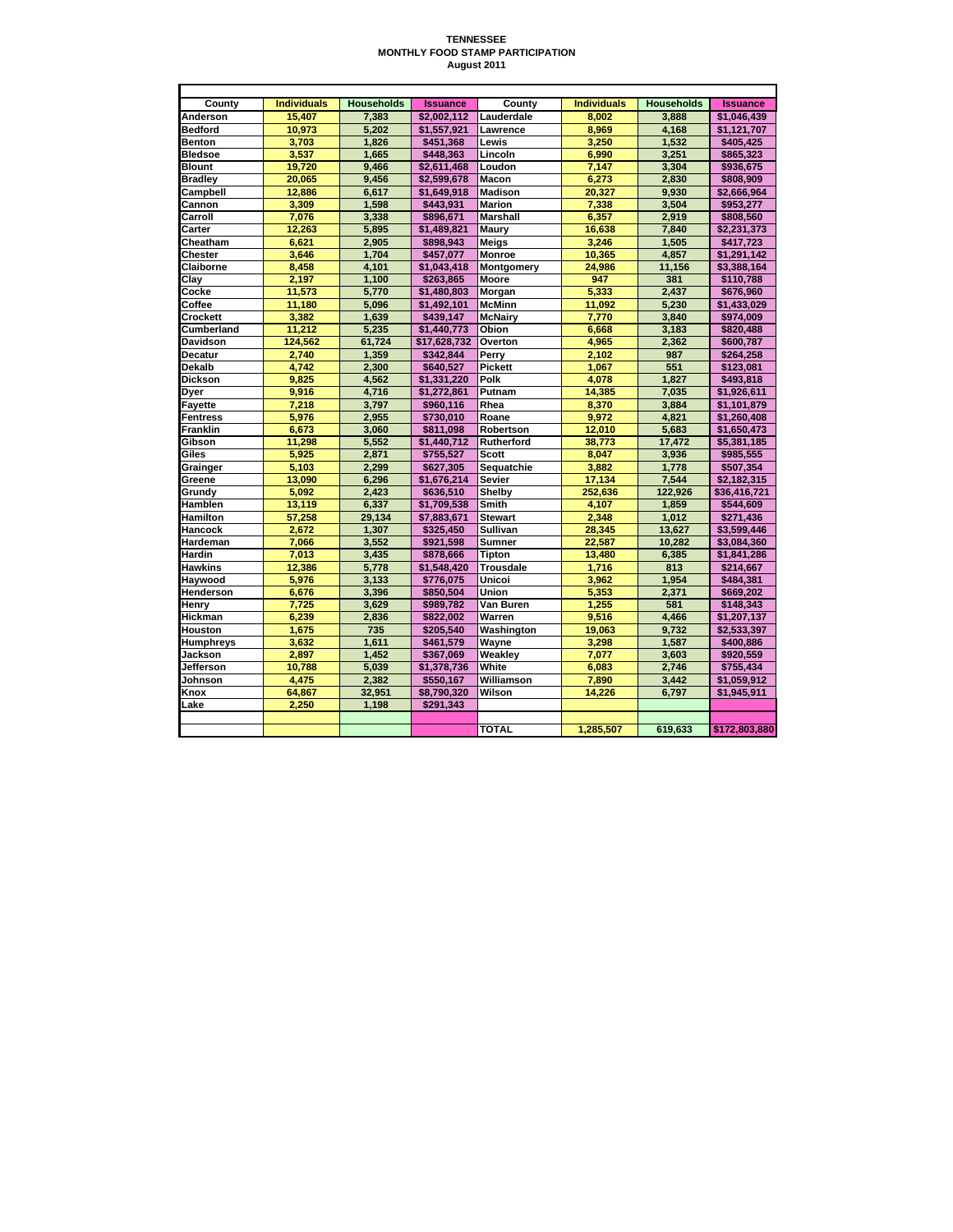# TENNESSEE
## MONTHLY FOOD STAMP PARTICIPATION
### August 2011

| County | Individuals | Households | Issuance | County | Individuals | Households | Issuance |
|---|---|---|---|---|---|---|---|
| Anderson | 15,407 | 7,383 | $2,002,112 | Lauderdale | 8,002 | 3,888 | $1,046,439 |
| Bedford | 10,973 | 5,202 | $1,557,921 | Lawrence | 8,969 | 4,168 | $1,121,707 |
| Benton | 3,703 | 1,826 | $451,368 | Lewis | 3,250 | 1,532 | $405,425 |
| Bledsoe | 3,537 | 1,665 | $448,363 | Lincoln | 6,990 | 3,251 | $865,323 |
| Blount | 19,720 | 9,466 | $2,611,468 | Loudon | 7,147 | 3,304 | $936,675 |
| Bradley | 20,065 | 9,456 | $2,599,678 | Macon | 6,273 | 2,830 | $808,909 |
| Campbell | 12,886 | 6,617 | $1,649,918 | Madison | 20,327 | 9,930 | $2,666,964 |
| Cannon | 3,309 | 1,598 | $443,931 | Marion | 7,338 | 3,504 | $953,277 |
| Carroll | 7,076 | 3,338 | $896,671 | Marshall | 6,357 | 2,919 | $808,560 |
| Carter | 12,263 | 5,895 | $1,489,821 | Maury | 16,638 | 7,840 | $2,231,373 |
| Cheatham | 6,621 | 2,905 | $898,943 | Meigs | 3,246 | 1,505 | $417,723 |
| Chester | 3,646 | 1,704 | $457,077 | Monroe | 10,365 | 4,857 | $1,291,142 |
| Claiborne | 8,458 | 4,101 | $1,043,418 | Montgomery | 24,986 | 11,156 | $3,388,164 |
| Clay | 2,197 | 1,100 | $263,865 | Moore | 947 | 381 | $110,788 |
| Cocke | 11,573 | 5,770 | $1,480,803 | Morgan | 5,333 | 2,437 | $676,960 |
| Coffee | 11,180 | 5,096 | $1,492,101 | McMinn | 11,092 | 5,230 | $1,433,029 |
| Crockett | 3,382 | 1,639 | $439,147 | McNairy | 7,770 | 3,840 | $974,009 |
| Cumberland | 11,212 | 5,235 | $1,440,773 | Obion | 6,668 | 3,183 | $820,488 |
| Davidson | 124,562 | 61,724 | $17,628,732 | Overton | 4,965 | 2,362 | $600,787 |
| Decatur | 2,740 | 1,359 | $342,844 | Perry | 2,102 | 987 | $264,258 |
| Dekalb | 4,742 | 2,300 | $640,527 | Pickett | 1,067 | 551 | $123,081 |
| Dickson | 9,825 | 4,562 | $1,331,220 | Polk | 4,078 | 1,827 | $493,818 |
| Dyer | 9,916 | 4,716 | $1,272,861 | Putnam | 14,385 | 7,035 | $1,926,611 |
| Fayette | 7,218 | 3,797 | $960,116 | Rhea | 8,370 | 3,884 | $1,101,879 |
| Fentress | 5,976 | 2,955 | $730,010 | Roane | 9,972 | 4,821 | $1,260,408 |
| Franklin | 6,673 | 3,060 | $811,098 | Robertson | 12,010 | 5,683 | $1,650,473 |
| Gibson | 11,298 | 5,552 | $1,440,712 | Rutherford | 38,773 | 17,472 | $5,381,185 |
| Giles | 5,925 | 2,871 | $755,527 | Scott | 8,047 | 3,936 | $985,555 |
| Grainger | 5,103 | 2,299 | $627,305 | Sequatchie | 3,882 | 1,778 | $507,354 |
| Greene | 13,090 | 6,296 | $1,676,214 | Sevier | 17,134 | 7,544 | $2,182,315 |
| Grundy | 5,092 | 2,423 | $636,510 | Shelby | 252,636 | 122,926 | $36,416,721 |
| Hamblen | 13,119 | 6,337 | $1,709,538 | Smith | 4,107 | 1,859 | $544,609 |
| Hamilton | 57,258 | 29,134 | $7,883,671 | Stewart | 2,348 | 1,012 | $271,436 |
| Hancock | 2,672 | 1,307 | $325,450 | Sullivan | 28,345 | 13,627 | $3,599,446 |
| Hardeman | 7,066 | 3,552 | $921,598 | Sumner | 22,587 | 10,282 | $3,084,360 |
| Hardin | 7,013 | 3,435 | $878,666 | Tipton | 13,480 | 6,385 | $1,841,286 |
| Hawkins | 12,386 | 5,778 | $1,548,420 | Trousdale | 1,716 | 813 | $214,667 |
| Haywood | 5,976 | 3,133 | $776,075 | Unicoi | 3,962 | 1,954 | $484,381 |
| Henderson | 6,676 | 3,396 | $850,504 | Union | 5,353 | 2,371 | $669,202 |
| Henry | 7,725 | 3,629 | $989,782 | Van Buren | 1,255 | 581 | $148,343 |
| Hickman | 6,239 | 2,836 | $822,002 | Warren | 9,516 | 4,466 | $1,207,137 |
| Houston | 1,675 | 735 | $205,540 | Washington | 19,063 | 9,732 | $2,533,397 |
| Humphreys | 3,632 | 1,611 | $461,579 | Wayne | 3,298 | 1,587 | $400,886 |
| Jackson | 2,897 | 1,452 | $367,069 | Weakley | 7,077 | 3,603 | $920,559 |
| Jefferson | 10,788 | 5,039 | $1,378,736 | White | 6,083 | 2,746 | $755,434 |
| Johnson | 4,475 | 2,382 | $550,167 | Williamson | 7,890 | 3,442 | $1,059,912 |
| Knox | 64,867 | 32,951 | $8,790,320 | Wilson | 14,226 | 6,797 | $1,945,911 |
| Lake | 2,250 | 1,198 | $291,343 | | | | |
| | | | | TOTAL | 1,285,507 | 619,633 | $172,803,880 |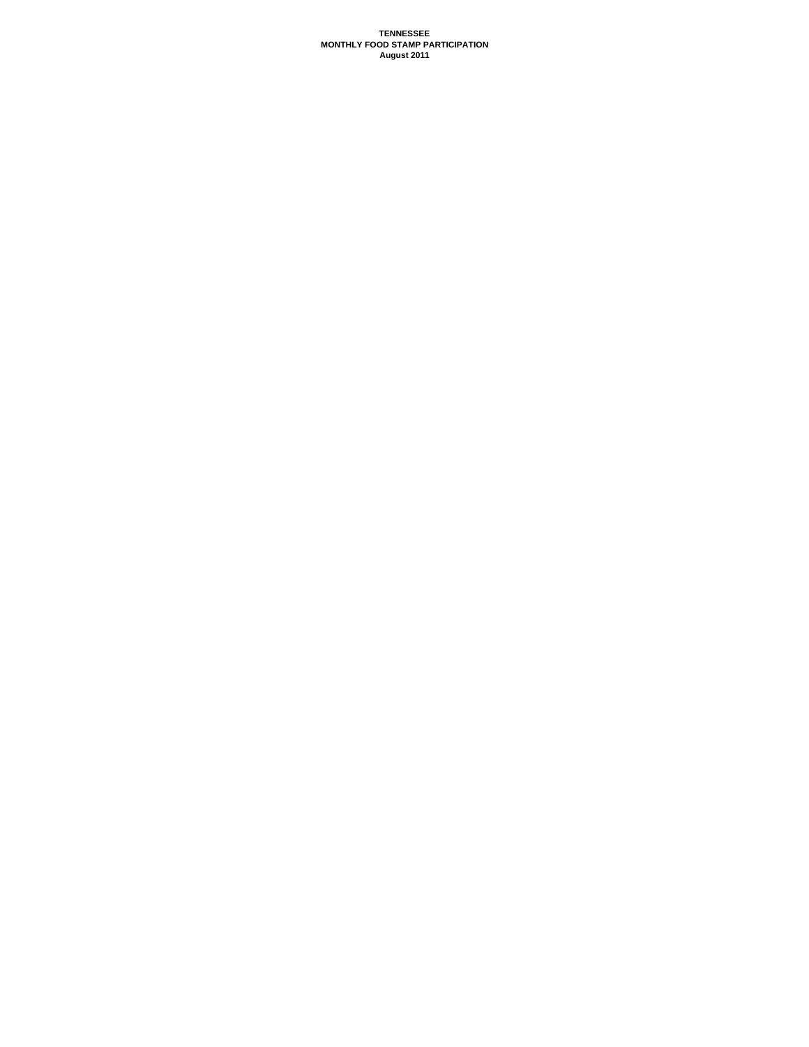**TENNESSEE**
**MONTHLY FOOD STAMP PARTICIPATION**
**August 2011**